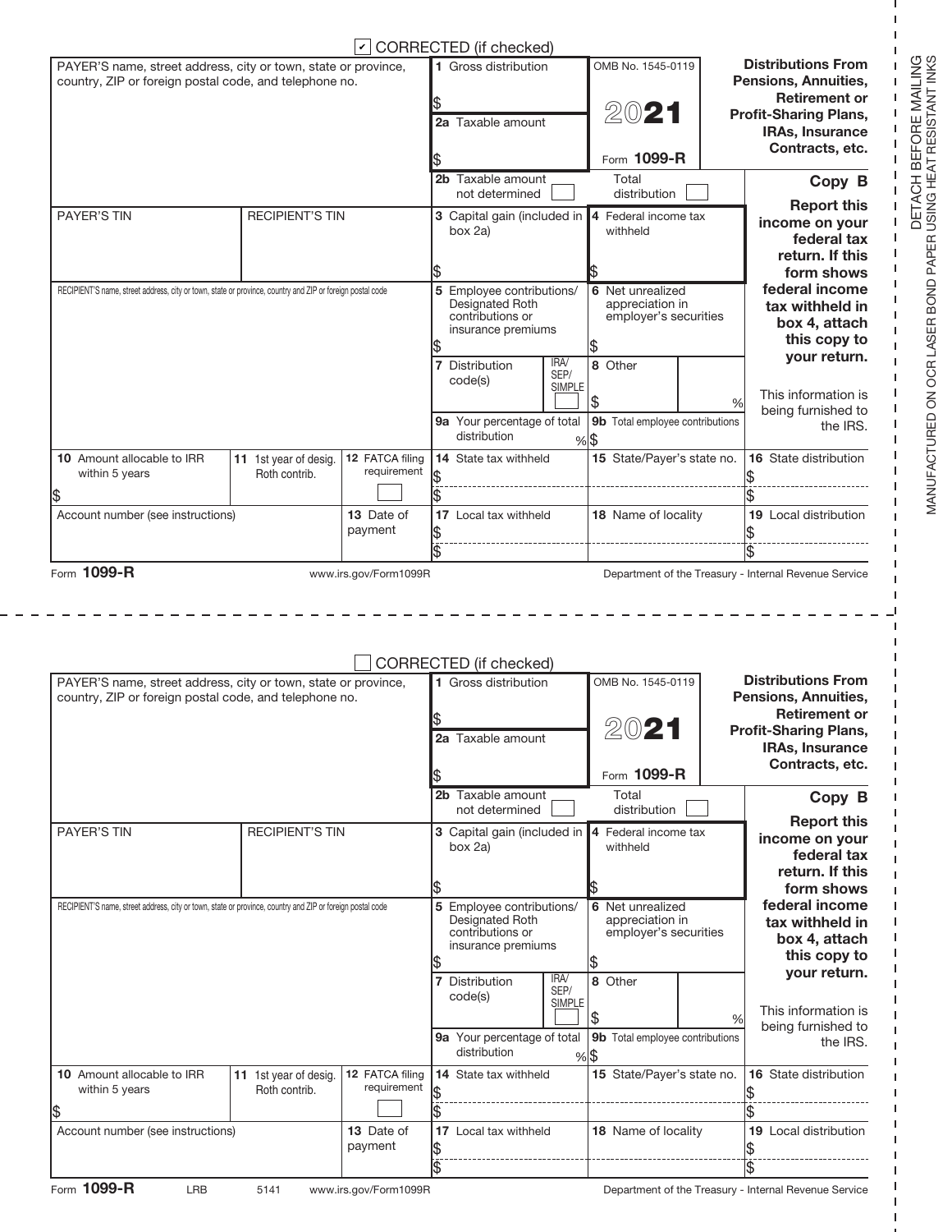☑ CORRECTED (if checked)

| PAYER'S name, street address, city or town, state or province, country, ZIP or foreign postal code, and telephone no. | | | 1 Gross distribution $ | OMB No. 1545-0119 | | Distributions From Pensions, Annuities, Retirement or Profit-Sharing Plans, IRAs, Insurance Contracts, etc. |
|---|---|---|---|---|---|---|
| | | | 2a Taxable amount $ | 2021 Form 1099-R | | |
| | | | 2b Taxable amount not determined ☐ | Total distribution ☐ | | Copy B |
| PAYER'S TIN | RECIPIENT'S TIN | | 3 Capital gain (included in box 2a) $ | 4 Federal income tax withheld $ | | Report this income on your federal tax return. If this form shows federal income tax withheld in box 4, attach this copy to your return. |
| RECIPIENT'S name, street address, city or town, state or province, country and ZIP or foreign postal code | | | 5 Employee contributions/ Designated Roth contributions or insurance premiums $ | 6 Net unrealized appreciation in employer's securities $ | | |
| | | | 7 Distribution code(s) IRA/ SEP/ SIMPLE ☐ | 8 Other $ % | | This information is being furnished to the IRS. |
| | | | 9a Your percentage of total distribution % | 9b Total employee contributions $ | | |
| 10 Amount allocable to IRR within 5 years $ | 11 1st year of desig. Roth contrib. | 12 FATCA filing requirement ☐ | 14 State tax withheld $ $ | 15 State/Payer's state no. | | 16 State distribution $ $ |
| Account number (see instructions) | | 13 Date of payment | 17 Local tax withheld $ $ | 18 Name of locality | | 19 Local distribution $ $ |

Form **1099-R** www.irs.gov/Form1099R Department of the Treasury - Internal Revenue Service

DETACH BEFORE MAILING
MANUFACTURED ON OCR LASER BOND PAPER USING HEAT RESISTANT INKS

☐ CORRECTED (if checked)

| PAYER'S name, street address, city or town, state or province, country, ZIP or foreign postal code, and telephone no. | | | 1 Gross distribution $ | OMB No. 1545-0119 | | Distributions From Pensions, Annuities, Retirement or Profit-Sharing Plans, IRAs, Insurance Contracts, etc. |
|---|---|---|---|---|---|---|
| | | | 2a Taxable amount $ | 2021 Form 1099-R | | |
| | | | 2b Taxable amount not determined ☐ | Total distribution ☐ | | Copy B |
| PAYER'S TIN | RECIPIENT'S TIN | | 3 Capital gain (included in box 2a) $ | 4 Federal income tax withheld $ | | Report this income on your federal tax return. If this form shows federal income tax withheld in box 4, attach this copy to your return. |
| RECIPIENT'S name, street address, city or town, state or province, country and ZIP or foreign postal code | | | 5 Employee contributions/ Designated Roth contributions or insurance premiums $ | 6 Net unrealized appreciation in employer's securities $ | | |
| | | | 7 Distribution code(s) IRA/ SEP/ SIMPLE ☐ | 8 Other $ % | | This information is being furnished to the IRS. |
| | | | 9a Your percentage of total distribution % | 9b Total employee contributions $ | | |
| 10 Amount allocable to IRR within 5 years $ | 11 1st year of desig. Roth contrib. | 12 FATCA filing requirement ☐ | 14 State tax withheld $ $ | 15 State/Payer's state no. | | 16 State distribution $ $ |
| Account number (see instructions) | | 13 Date of payment | 17 Local tax withheld $ $ | 18 Name of locality | | 19 Local distribution $ $ |

Form **1099-R** LRB 5141 www.irs.gov/Form1099R Department of the Treasury - Internal Revenue Service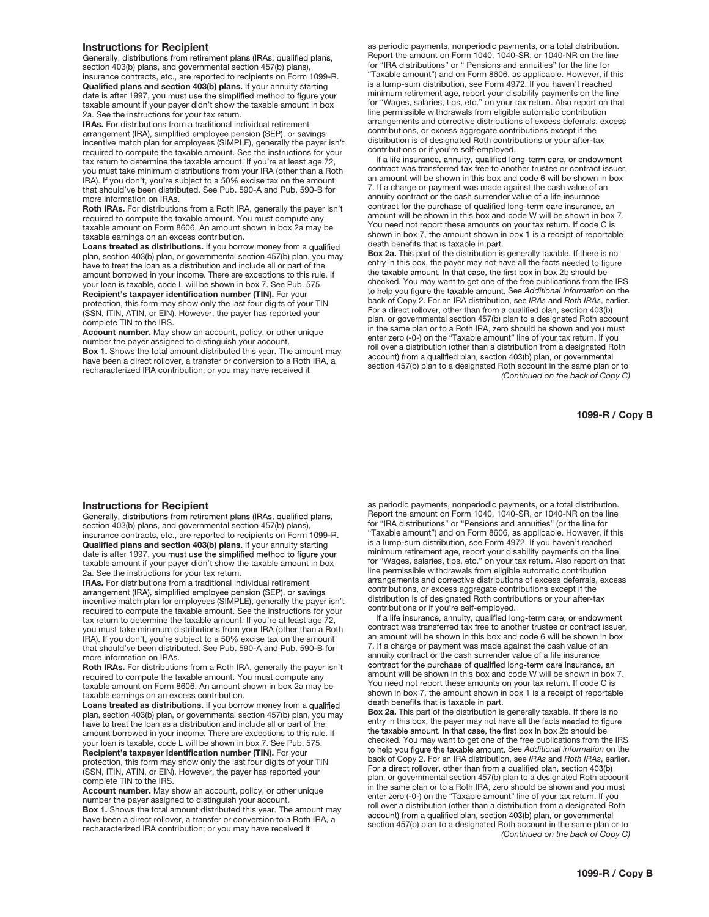### Instructions for Recipient

Generally, distributions from retirement plans (IRAs, qualified plans, section 403(b) plans, and governmental section 457(b) plans), insurance contracts, etc., are reported to recipients on Form 1099-R.

**Qualified plans and section 403(b) plans.** If your annuity starting date is after 1997, you must use the simplified method to figure your taxable amount if your payer didn't show the taxable amount in box 2a. See the instructions for your tax return.

**IRAs.** For distributions from a traditional individual retirement arrangement (IRA), simplified employee pension (SEP), or savings incentive match plan for employees (SIMPLE), generally the payer isn't required to compute the taxable amount. See the instructions for your tax return to determine the taxable amount. If you're at least age 72, you must take minimum distributions from your IRA (other than a Roth IRA). If you don't, you're subject to a 50% excise tax on the amount that should've been distributed. See Pub. 590-A and Pub. 590-B for more information on IRAs.

**Roth IRAs.** For distributions from a Roth IRA, generally the payer isn't required to compute the taxable amount. You must compute any taxable amount on Form 8606. An amount shown in box 2a may be taxable earnings on an excess contribution.

**Loans treated as distributions.** If you borrow money from a qualified plan, section 403(b) plan, or governmental section 457(b) plan, you may have to treat the loan as a distribution and include all or part of the amount borrowed in your income. There are exceptions to this rule. If your loan is taxable, code L will be shown in box 7. See Pub. 575.

**Recipient's taxpayer identification number (TIN).** For your protection, this form may show only the last four digits of your TIN (SSN, ITIN, ATIN, or EIN). However, the payer has reported your complete TIN to the IRS.

**Account number.** May show an account, policy, or other unique number the payer assigned to distinguish your account.

**Box 1.** Shows the total amount distributed this year. The amount may have been a direct rollover, a transfer or conversion to a Roth IRA, a recharacterized IRA contribution; or you may have received it as periodic payments, nonperiodic payments, or a total distribution. Report the amount on Form 1040, 1040-SR, or 1040-NR on the line for "IRA distributions" or " Pensions and annuities" (or the line for "Taxable amount") and on Form 8606, as applicable. However, if this is a lump-sum distribution, see Form 4972. If you haven't reached minimum retirement age, report your disability payments on the line for "Wages, salaries, tips, etc." on your tax return. Also report on that line permissible withdrawals from eligible automatic contribution arrangements and corrective distributions of excess deferrals, excess contributions, or excess aggregate contributions except if the distribution is of designated Roth contributions or your after-tax contributions or if you're self-employed.

If a life insurance, annuity, qualified long-term care, or endowment contract was transferred tax free to another trustee or contract issuer, an amount will be shown in this box and code 6 will be shown in box 7. If a charge or payment was made against the cash value of an annuity contract or the cash surrender value of a life insurance contract for the purchase of qualified long-term care insurance, an amount will be shown in this box and code W will be shown in box 7. You need not report these amounts on your tax return. If code C is shown in box 7, the amount shown in box 1 is a receipt of reportable death benefits that is taxable in part.

**Box 2a.** This part of the distribution is generally taxable. If there is no entry in this box, the payer may not have all the facts needed to figure the taxable amount. In that case, the first box in box 2b should be checked. You may want to get one of the free publications from the IRS to help you figure the taxable amount. See *Additional information* on the back of Copy 2. For an IRA distribution, see *IRAs* and *Roth IRAs*, earlier. For a direct rollover, other than from a qualified plan, section 403(b) plan, or governmental section 457(b) plan to a designated Roth account in the same plan or to a Roth IRA, zero should be shown and you must enter zero (-0-) on the "Taxable amount" line of your tax return. If you roll over a distribution (other than a distribution from a designated Roth account) from a qualified plan, section 403(b) plan, or governmental section 457(b) plan to a designated Roth account in the same plan or to *(Continued on the back of Copy C)*

**1099-R / Copy B**

### Instructions for Recipient

Generally, distributions from retirement plans (IRAs, qualified plans, section 403(b) plans, and governmental section 457(b) plans), insurance contracts, etc., are reported to recipients on Form 1099-R.

**Qualified plans and section 403(b) plans.** If your annuity starting date is after 1997, you must use the simplified method to figure your taxable amount if your payer didn't show the taxable amount in box 2a. See the instructions for your tax return.

**IRAs.** For distributions from a traditional individual retirement arrangement (IRA), simplified employee pension (SEP), or savings incentive match plan for employees (SIMPLE), generally the payer isn't required to compute the taxable amount. See the instructions for your tax return to determine the taxable amount. If you're at least age 72, you must take minimum distributions from your IRA (other than a Roth IRA). If you don't, you're subject to a 50% excise tax on the amount that should've been distributed. See Pub. 590-A and Pub. 590-B for more information on IRAs.

**Roth IRAs.** For distributions from a Roth IRA, generally the payer isn't required to compute the taxable amount. You must compute any taxable amount on Form 8606. An amount shown in box 2a may be taxable earnings on an excess contribution.

**Loans treated as distributions.** If you borrow money from a qualified plan, section 403(b) plan, or governmental section 457(b) plan, you may have to treat the loan as a distribution and include all or part of the amount borrowed in your income. There are exceptions to this rule. If your loan is taxable, code L will be shown in box 7. See Pub. 575.

**Recipient's taxpayer identification number (TIN).** For your protection, this form may show only the last four digits of your TIN (SSN, ITIN, ATIN, or EIN). However, the payer has reported your complete TIN to the IRS.

**Account number.** May show an account, policy, or other unique number the payer assigned to distinguish your account.

**Box 1.** Shows the total amount distributed this year. The amount may have been a direct rollover, a transfer or conversion to a Roth IRA, a recharacterized IRA contribution; or you may have received it as periodic payments, nonperiodic payments, or a total distribution. Report the amount on Form 1040, 1040-SR, or 1040-NR on the line for "IRA distributions" or "Pensions and annuities" (or the line for "Taxable amount") and on Form 8606, as applicable. However, if this is a lump-sum distribution, see Form 4972. If you haven't reached minimum retirement age, report your disability payments on the line for "Wages, salaries, tips, etc." on your tax return. Also report on that line permissible withdrawals from eligible automatic contribution arrangements and corrective distributions of excess deferrals, excess contributions, or excess aggregate contributions except if the distribution is of designated Roth contributions or your after-tax contributions or if you're self-employed.

If a life insurance, annuity, qualified long-term care, or endowment contract was transferred tax free to another trustee or contract issuer, an amount will be shown in this box and code 6 will be shown in box 7. If a charge or payment was made against the cash value of an annuity contract or the cash surrender value of a life insurance contract for the purchase of qualified long-term care insurance, an amount will be shown in this box and code W will be shown in box 7. You need not report these amounts on your tax return. If code C is shown in box 7, the amount shown in box 1 is a receipt of reportable death benefits that is taxable in part.

**Box 2a.** This part of the distribution is generally taxable. If there is no entry in this box, the payer may not have all the facts needed to figure the taxable amount. In that case, the first box in box 2b should be checked. You may want to get one of the free publications from the IRS to help you figure the taxable amount. See *Additional information* on the back of Copy 2. For an IRA distribution, see *IRAs* and *Roth IRAs*, earlier. For a direct rollover, other than from a qualified plan, section 403(b) plan, or governmental section 457(b) plan to a designated Roth account in the same plan or to a Roth IRA, zero should be shown and you must enter zero (-0-) on the "Taxable amount" line of your tax return. If you roll over a distribution (other than a distribution from a designated Roth account) from a qualified plan, section 403(b) plan, or governmental section 457(b) plan to a designated Roth account in the same plan or to *(Continued on the back of Copy C)*

**1099-R / Copy B**